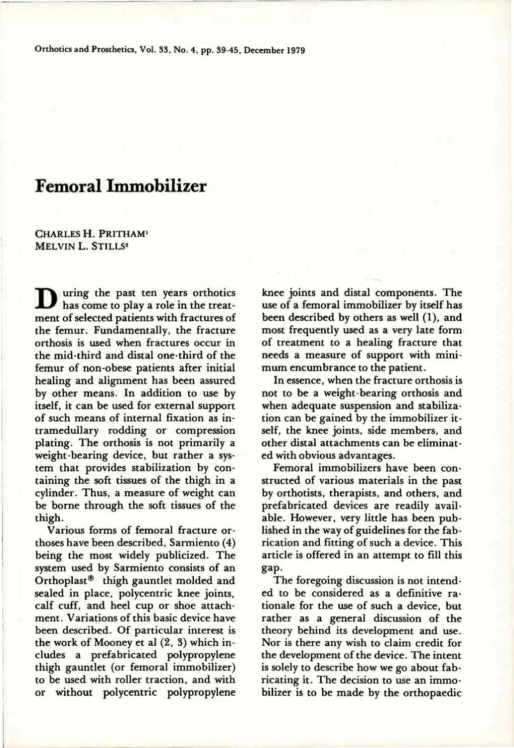# Femoral Immobilizer

CHARLES H. PRITHAM[1]
MELVIN L. STILLS[2]

During the past ten years orthotics has come to play a role in the treatment of selected patients with fractures of the femur. Fundamentally, the fracture orthosis is used when fractures occur in the mid-third and distal one-third of the femur of non-obese patients after initial healing and alignment has been assured by other means. In addition to use by itself, it can be used for external support of such means of internal fixation as intramedullary rodding or compression plating. The orthosis is not primarily a weight-bearing device, but rather a system that provides stabilization by containing the soft tissues of the thigh in a cylinder. Thus, a measure of weight can be borne through the soft tissues of the thigh.

Various forms of femoral fracture orthoses have been described, Sarmiento (4) being the most widely publicized. The system used by Sarmiento consists of an Orthoplast® thigh gauntlet molded and sealed in place, polycentric knee joints, calf cuff, and heel cup or shoe attachment. Variations of this basic device have been described. Of particular interest is the work of Mooney et al (2, 3) which includes a prefabricated polypropylene thigh gauntlet (or femoral immobilizer) to be used with roller traction, and with or without polycentric polypropylene knee joints and distal components. The use of a femoral immobilizer by itself has been described by others as well (1), and most frequently used as a very late form of treatment to a healing fracture that needs a measure of support with minimum encumbrance to the patient.

In essence, when the fracture orthosis is not to be a weight-bearing orthosis and when adequate suspension and stabilization can be gained by the immobilizer itself, the knee joints, side members, and other distal attachments can be eliminated with obvious advantages.

Femoral immobilizers have been constructed of various materials in the past by orthotists, therapists, and others, and prefabricated devices are readily available. However, very little has been published in the way of guidelines for the fabrication and fitting of such a device. This article is offered in an attempt to fill this gap.

The foregoing discussion is not intended to be considered as a definitive rationale for the use of such a device, but rather as a general discussion of the theory behind its development and use. Nor is there any wish to claim credit for the development of the device. The intent is solely to describe how we go about fabricating it. The decision to use an immobilizer is to be made by the orthopaedic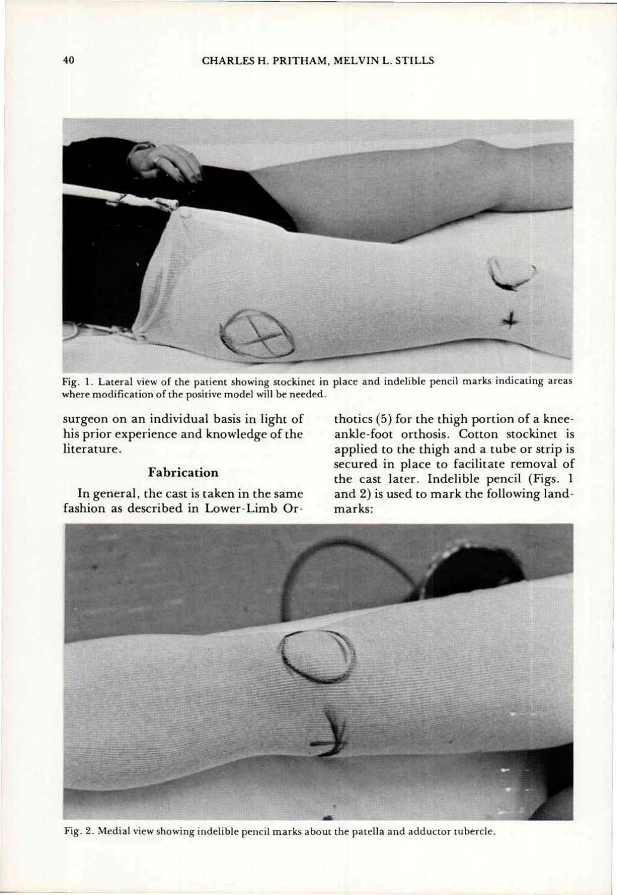Fig. 1. Lateral view of the patient showing stockinet in place and indelible pencil marks indicating areas where modification of the positive model will be needed.

surgeon on an individual basis in light of his prior experience and knowledge of the literature.

### Fabrication

In general, the cast is taken in the same fashion as described in Lower-Limb Orthotics (5) for the thigh portion of a knee-ankle-foot orthosis. Cotton stockinet is applied to the thigh and a tube or strip is secured in place to facilitate removal of the cast later. Indelible pencil (Figs. 1 and 2) is used to mark the following landmarks:

Fig. 2. Medial view showing indelible pencil marks about the patella and adductor tubercle.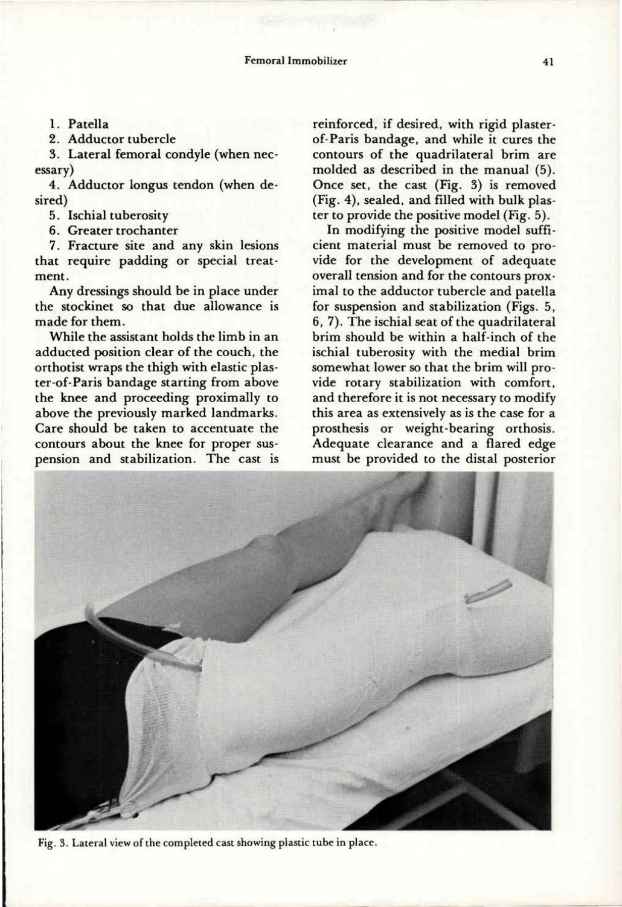1. Patella
2. Adductor tubercle
3. Lateral femoral condyle (when necessary)
4. Adductor longus tendon (when desired)
5. Ischial tuberosity
6. Greater trochanter
7. Fracture site and any skin lesions that require padding or special treatment.

Any dressings should be in place under the stockinet so that due allowance is made for them.

While the assistant holds the limb in an adducted position clear of the couch, the orthotist wraps the thigh with elastic plaster-of-Paris bandage starting from above the knee and proceeding proximally to above the previously marked landmarks. Care should be taken to accentuate the contours about the knee for proper suspension and stabilization. The cast is reinforced, if desired, with rigid plaster-of-Paris bandage, and while it cures the contours of the quadrilateral brim are molded as described in the manual (5). Once set, the cast (Fig. 3) is removed (Fig. 4), sealed, and filled with bulk plaster to provide the positive model (Fig. 5).

In modifying the positive model sufficient material must be removed to provide for the development of adequate overall tension and for the contours proximal to the adductor tubercle and patella for suspension and stabilization (Figs. 5, 6, 7). The ischial seat of the quadrilateral brim should be within a half-inch of the ischial tuberosity with the medial brim somewhat lower so that the brim will provide rotary stabilization with comfort, and therefore it is not necessary to modify this area as extensively as is the case for a prosthesis or weight-bearing orthosis. Adequate clearance and a flared edge must be provided to the distal posterior

Fig. 3. Lateral view of the completed cast showing plastic tube in place.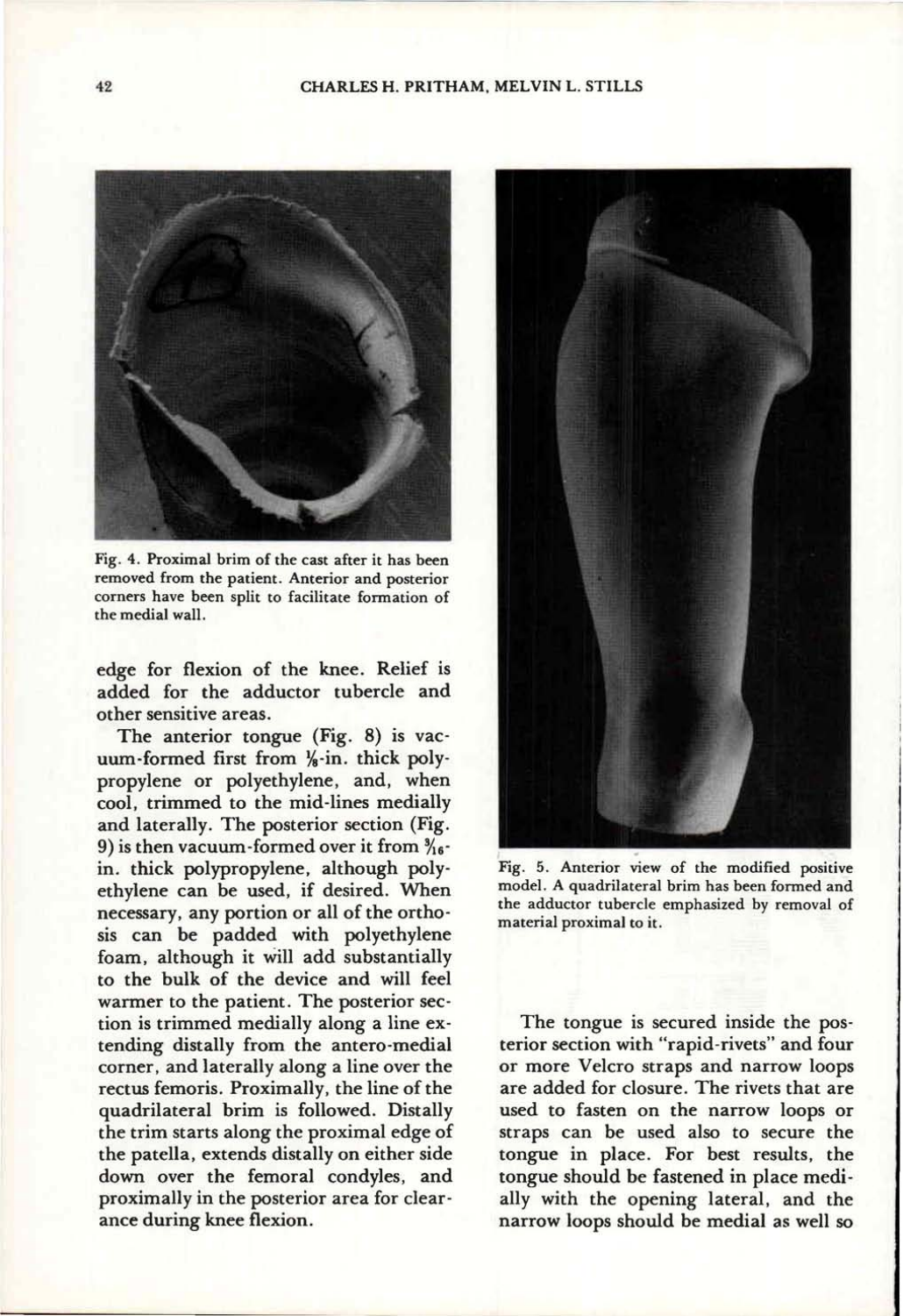Fig. 4. Proximal brim of the cast after it has been removed from the patient. Anterior and posterior corners have been split to facilitate formation of the medial wall.

edge for flexion of the knee. Relief is added for the adductor tubercle and other sensitive areas.

The anterior tongue (Fig. 8) is vacuum-formed first from ⅛-in. thick polypropylene or polyethylene, and, when cool, trimmed to the mid-lines medially and laterally. The posterior section (Fig. 9) is then vacuum-formed over it from $^3/_{16}$-in. thick polypropylene, although polyethylene can be used, if desired. When necessary, any portion or all of the orthosis can be padded with polyethylene foam, although it will add substantially to the bulk of the device and will feel warmer to the patient. The posterior section is trimmed medially along a line extending distally from the antero-medial corner, and laterally along a line over the rectus femoris. Proximally, the line of the quadrilateral brim is followed. Distally the trim starts along the proximal edge of the patella, extends distally on either side down over the femoral condyles, and proximally in the posterior area for clearance during knee flexion.

Fig. 5. Anterior view of the modified positive model. A quadrilateral brim has been formed and the adductor tubercle emphasized by removal of material proximal to it.

The tongue is secured inside the posterior section with "rapid-rivets" and four or more Velcro straps and narrow loops are added for closure. The rivets that are used to fasten on the narrow loops or straps can be used also to secure the tongue in place. For best results, the tongue should be fastened in place medially with the opening lateral, and the narrow loops should be medial as well so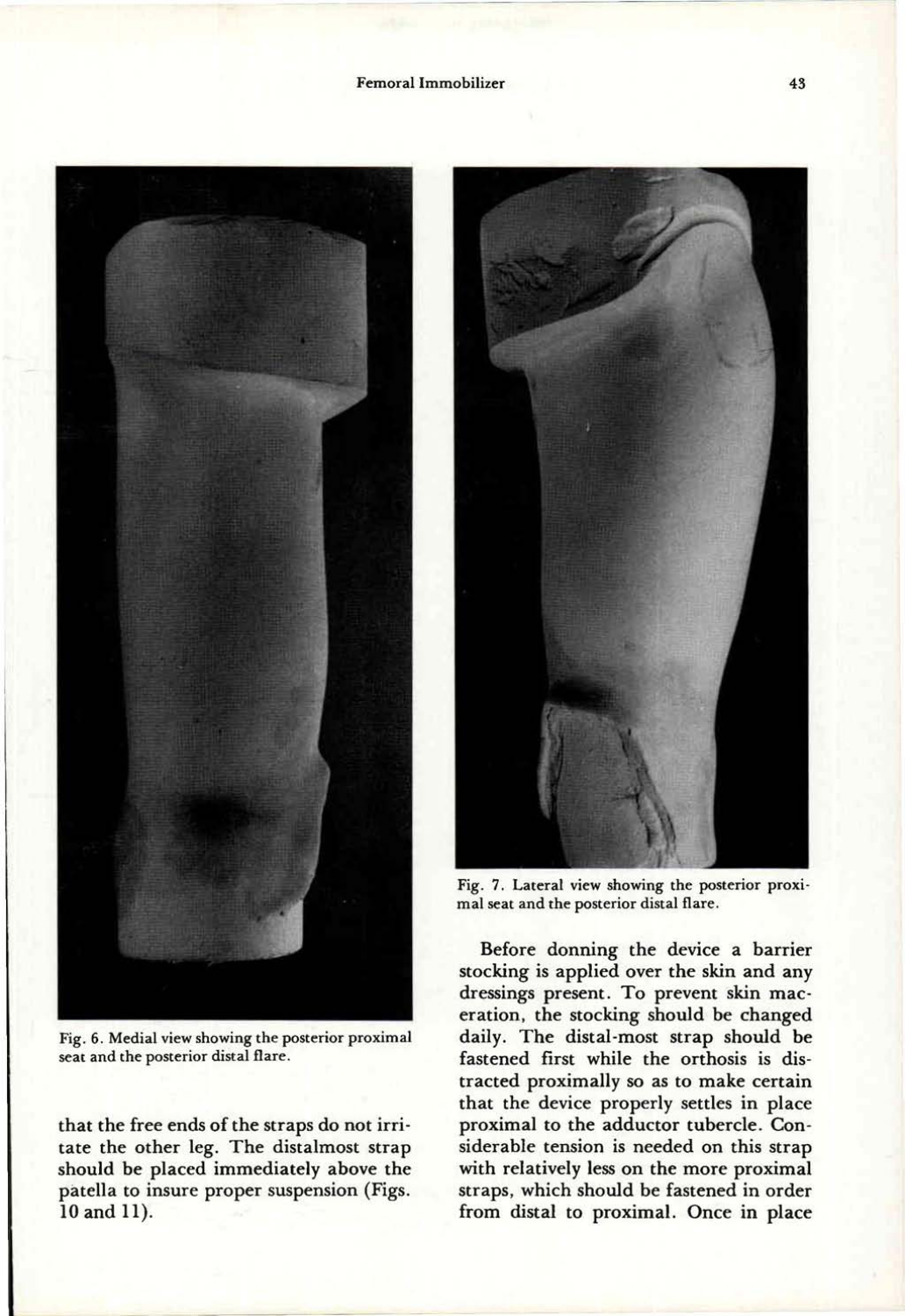Fig. 6. Medial view showing the posterior proximal seat and the posterior distal flare.

that the free ends of the straps do not irritate the other leg. The distalmost strap should be placed immediately above the patella to insure proper suspension (Figs. 10 and 11).

Fig. 7. Lateral view showing the posterior proximal seat and the posterior distal flare.

Before donning the device a barrier stocking is applied over the skin and any dressings present. To prevent skin maceration, the stocking should be changed daily. The distal-most strap should be fastened first while the orthosis is distracted proximally so as to make certain that the device properly settles in place proximal to the adductor tubercle. Considerable tension is needed on this strap with relatively less on the more proximal straps, which should be fastened in order from distal to proximal. Once in place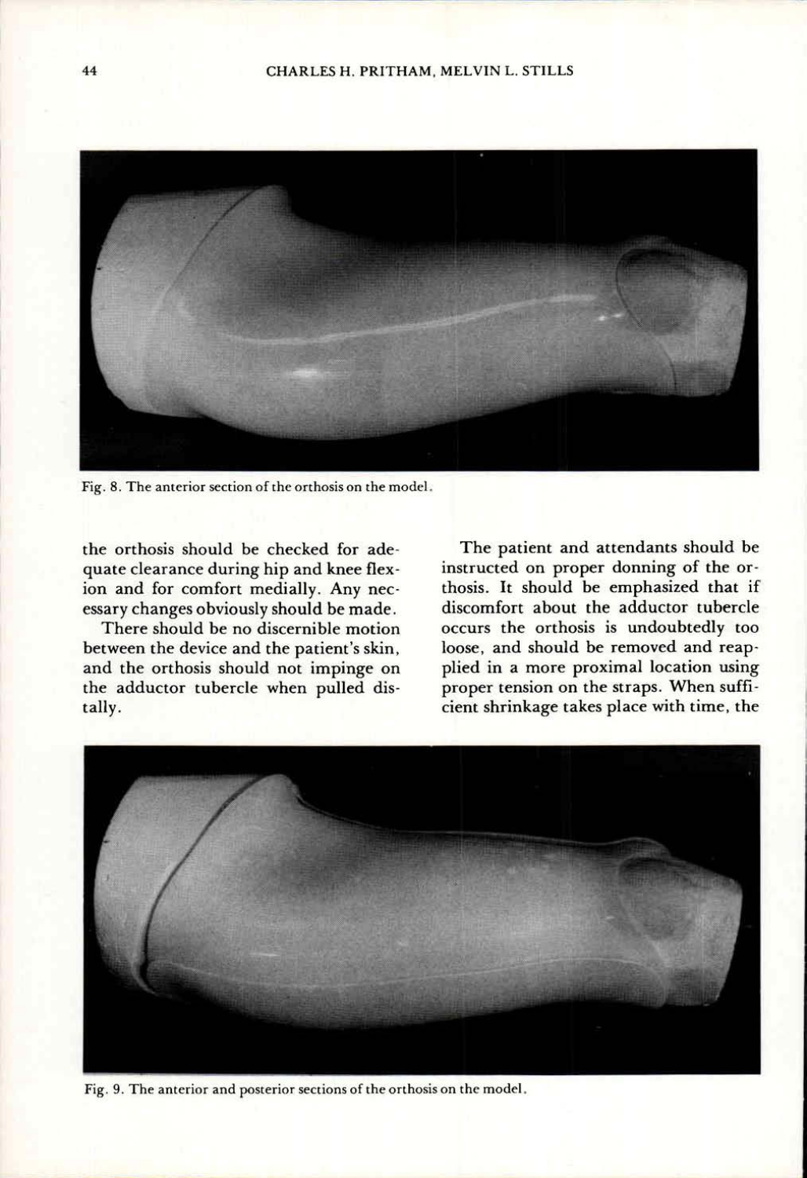Fig. 8. The anterior section of the orthosis on the model.

the orthosis should be checked for adequate clearance during hip and knee flexion and for comfort medially. Any necessary changes obviously should be made.

There should be no discernible motion between the device and the patient's skin, and the orthosis should not impinge on the adductor tubercle when pulled distally.

The patient and attendants should be instructed on proper donning of the orthosis. It should be emphasized that if discomfort about the adductor tubercle occurs the orthosis is undoubtedly too loose, and should be removed and reapplied in a more proximal location using proper tension on the straps. When sufficient shrinkage takes place with time, the

Fig. 9. The anterior and posterior sections of the orthosis on the model.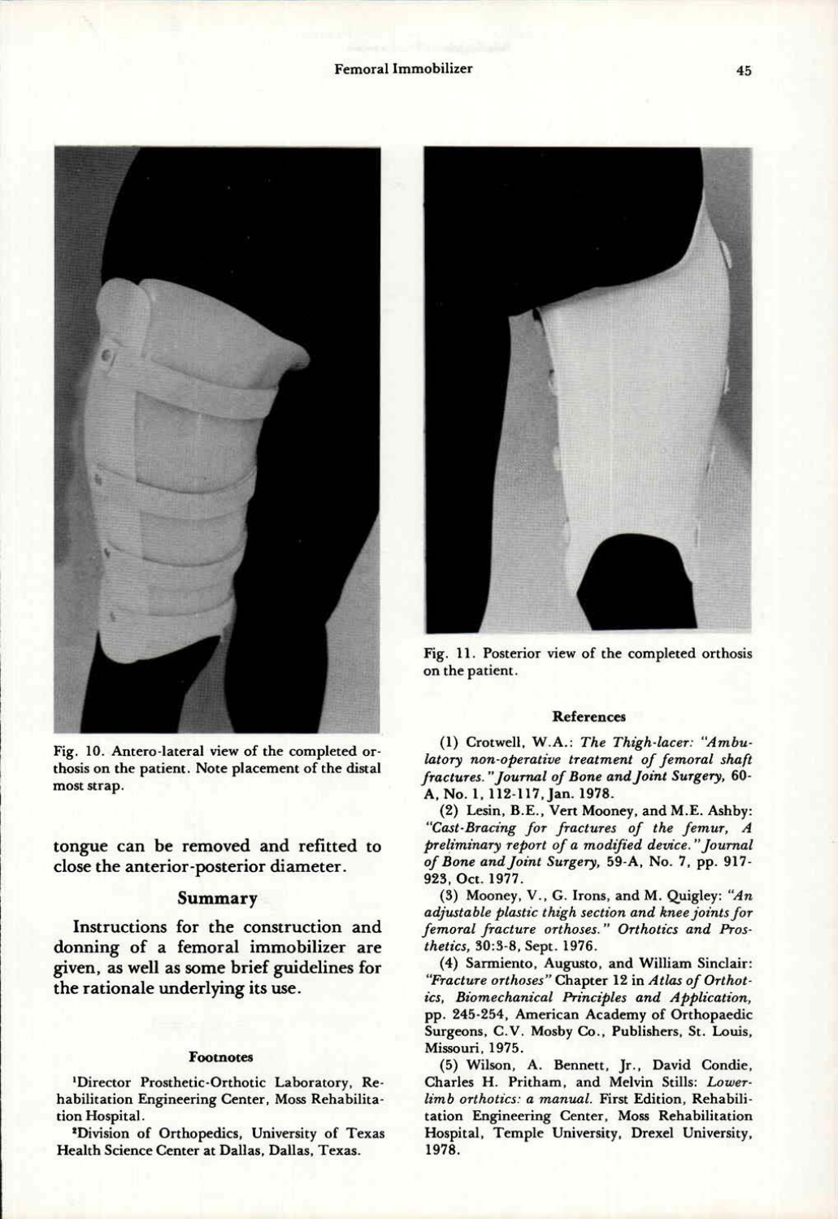Fig. 10. Antero-lateral view of the completed orthosis on the patient. Note placement of the distal most strap.

tongue can be removed and refitted to close the anterior-posterior diameter.

## Summary

Instructions for the construction and donning of a femoral immobilizer are given, as well as some brief guidelines for the rationale underlying its use.

### Footnotes

[1]Director Prosthetic-Orthotic Laboratory, Rehabilitation Engineering Center, Moss Rehabilitation Hospital.

[2]Division of Orthopedics, University of Texas Health Science Center at Dallas, Dallas, Texas.

Fig. 11. Posterior view of the completed orthosis on the patient.

### References

(1) Crotwell, W.A.: *The Thigh-lacer: "Ambulatory non-operative treatment of femoral shaft fractures." Journal of Bone and Joint Surgery*, 60-A, No. 1, 112-117, Jan. 1978.

(2) Lesin, B.E., Vert Mooney, and M.E. Ashby: *"Cast-Bracing for fractures of the femur, A preliminary report of a modified device." Journal of Bone and Joint Surgery*, 59-A, No. 7, pp. 917-923, Oct. 1977.

(3) Mooney, V., G. Irons, and M. Quigley: *"An adjustable plastic thigh section and knee joints for femoral fracture orthoses." Orthotics and Prosthetics*, 30:3-8, Sept. 1976.

(4) Sarmiento, Augusto, and William Sinclair: *"Fracture orthoses"* Chapter 12 in *Atlas of Orthotics, Biomechanical Principles and Application*, pp. 245-254, American Academy of Orthopaedic Surgeons, C.V. Mosby Co., Publishers, St. Louis, Missouri, 1975.

(5) Wilson, A. Bennett, Jr., David Condie, Charles H. Pritham, and Melvin Stills: *Lower-limb orthotics: a manual.* First Edition, Rehabilitation Engineering Center, Moss Rehabilitation Hospital, Temple University, Drexel University, 1978.